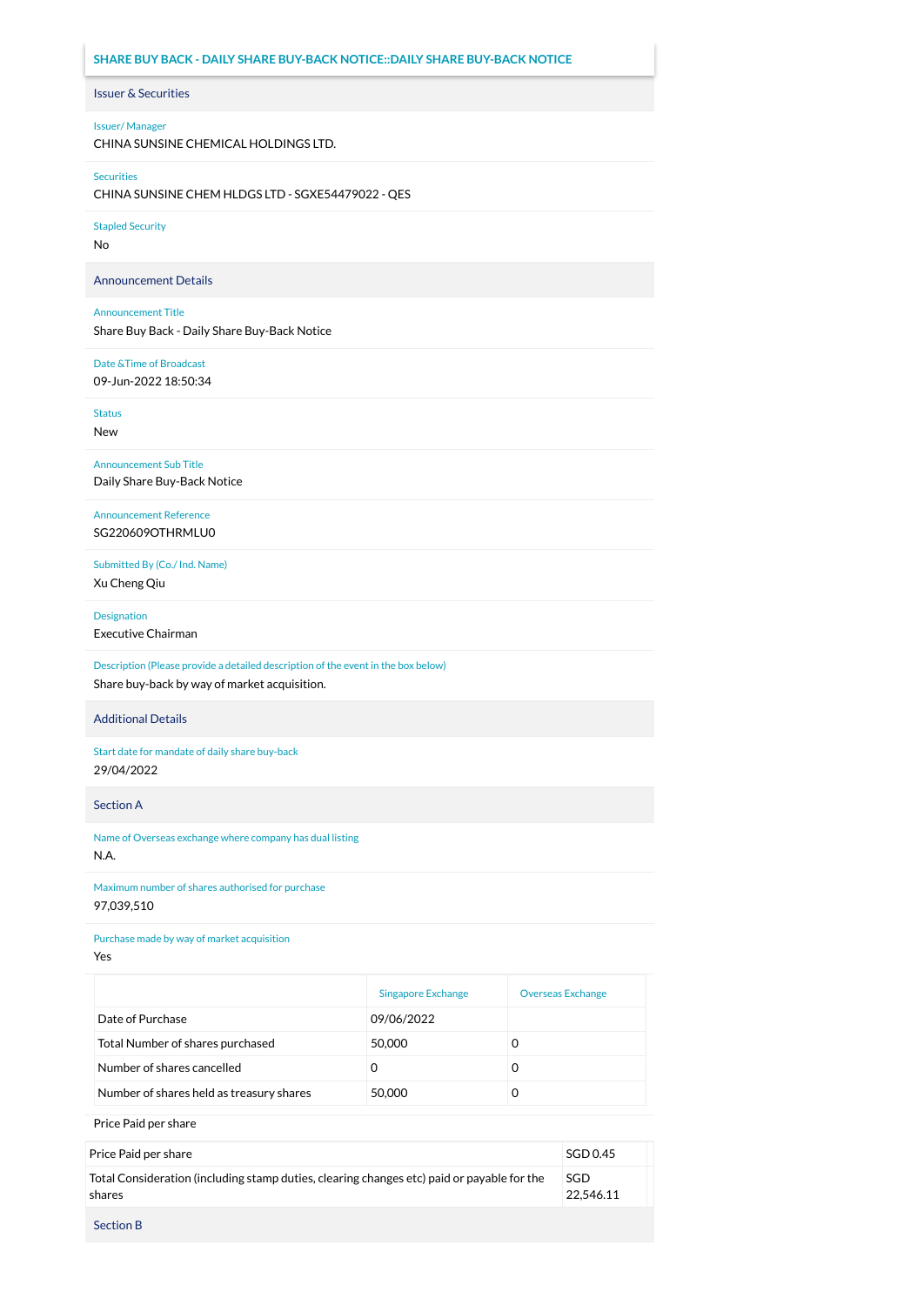# SHARE BUY BACK - DAILY SHARE BUY-BACK NOTICE::DAILY SHARE BUY-BACK NOTICE

## Issuer & Securities

**Issuer/ Manager**

CHINA SUNSINE CHEMICAL HOLDINGS LTD.

**Securities**

CHINA SUNSINE CHEM HLDGS LTD - SGXE54479022 - QES

**Stapled Security**

No

## Announcement Details

**Announcement Title**

Share Buy Back - Daily Share Buy-Back Notice

**Date &Time of Broadcast**

09-Jun-2022 18:50:34

**Status**

New

**Announcement Sub Title**

Daily Share Buy-Back Notice

**Announcement Reference**

SG220609OTHRMLU0

**Submitted By (Co./ Ind. Name)**

Xu Cheng Qiu

**Designation**

Executive Chairman

**Description (Please provide a detailed description of the event in the box below)**

Share buy-back by way of market acquisition.

## Additional Details

**Start date for mandate of daily share buy-back**

29/04/2022

## Section A

**Name of Overseas exchange where company has dual listing**

N.A.

**Maximum number of shares authorised for purchase**

97,039,510

**Purchase made by way of market acquisition**

Yes

| | Singapore Exchange | Overseas Exchange |
|---|---|---|
| Date of Purchase | 09/06/2022 | |
| Total Number of shares purchased | 50,000 | 0 |
| Number of shares cancelled | 0 | 0 |
| Number of shares held as treasury shares | 50,000 | 0 |

Price Paid per share

| | |
|---|---|
| Price Paid per share | SGD 0.45 |
| Total Consideration (including stamp duties, clearing changes etc) paid or payable for the shares | SGD 22,546.11 |

## Section B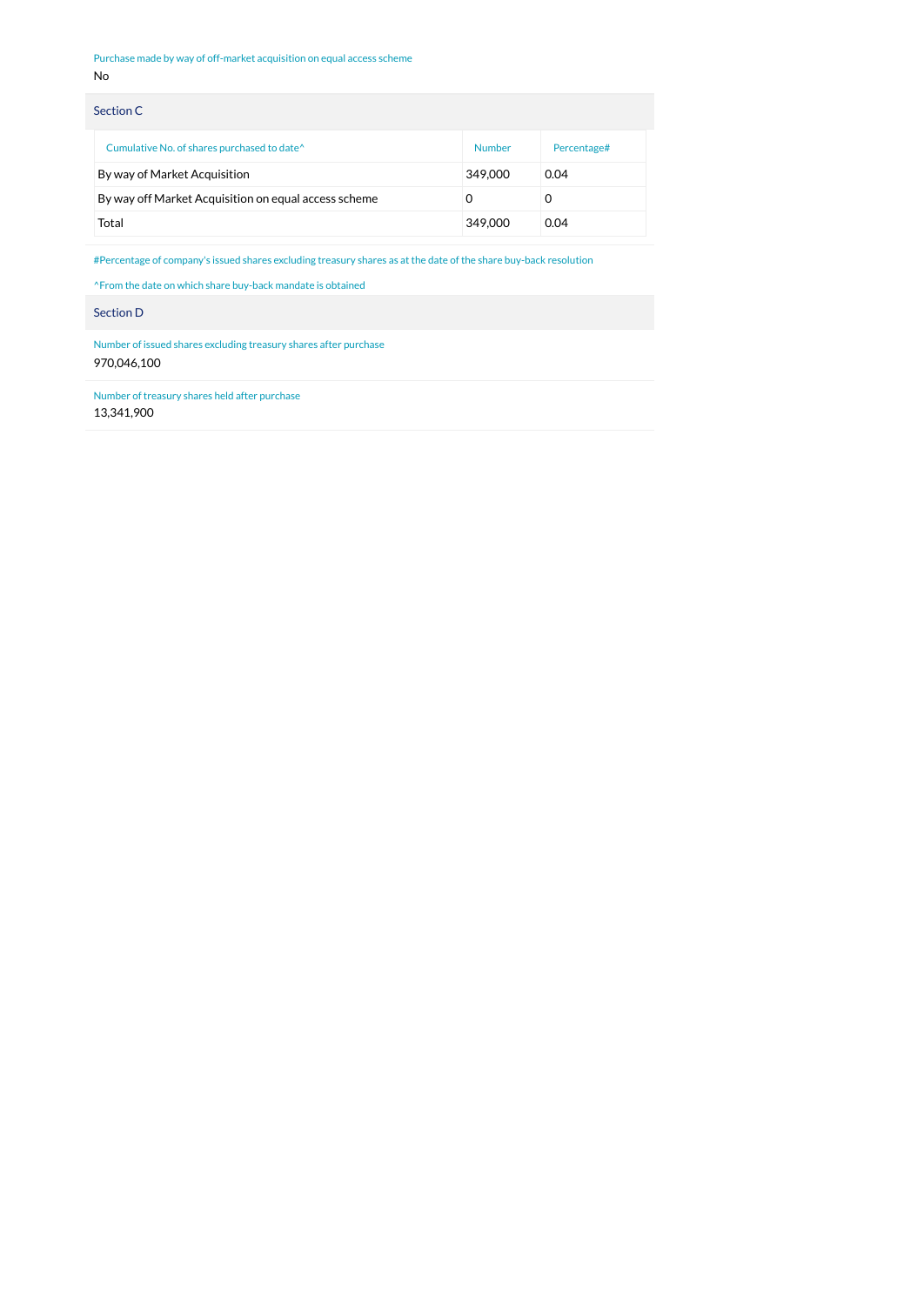Purchase made by way of off-market acquisition on equal access scheme

No

## Section C

| Cumulative No. of shares purchased to date^ | Number | Percentage# |
|---|---|---|
| By way of Market Acquisition | 349,000 | 0.04 |
| By way off Market Acquisition on equal access scheme | 0 | 0 |
| Total | 349,000 | 0.04 |

#Percentage of company's issued shares excluding treasury shares as at the date of the share buy-back resolution

^From the date on which share buy-back mandate is obtained

## Section D

Number of issued shares excluding treasury shares after purchase

970,046,100

Number of treasury shares held after purchase

13,341,900